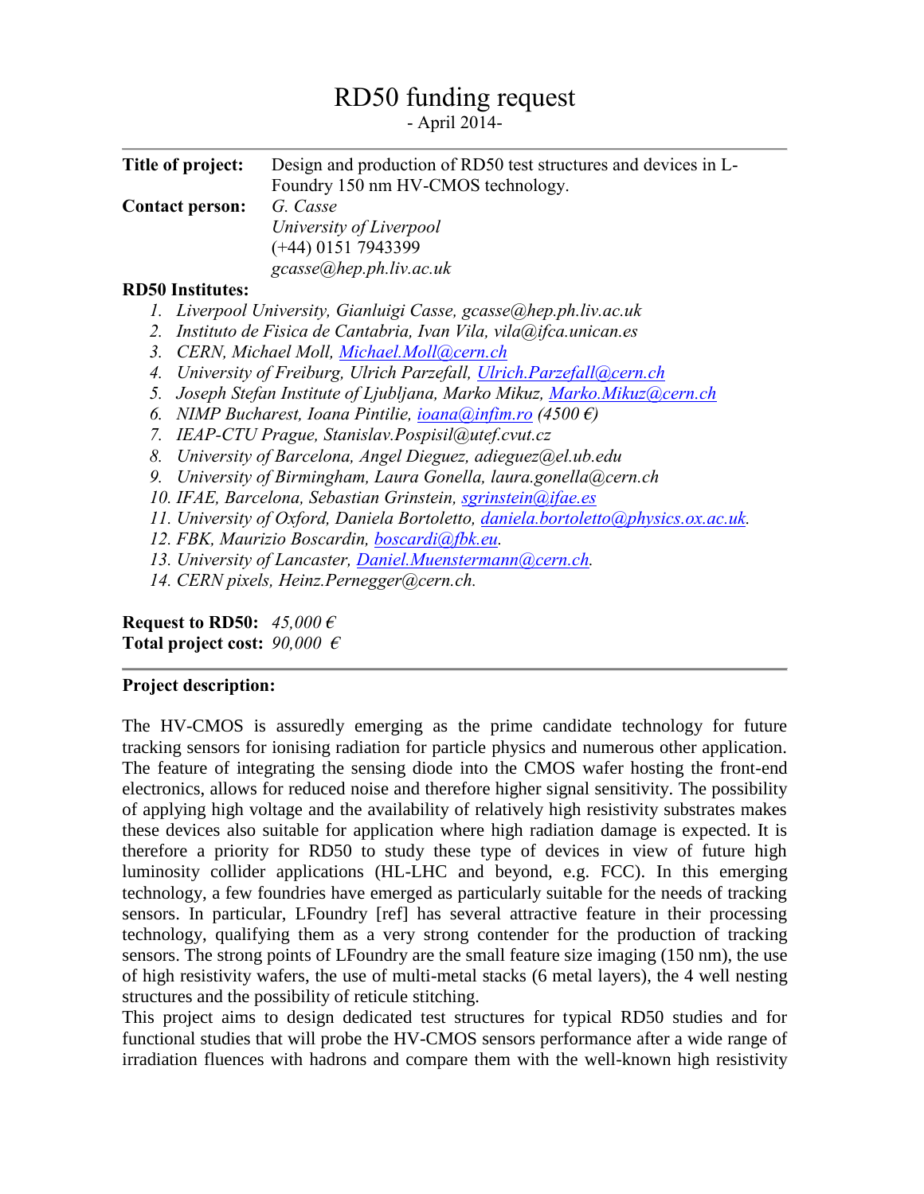# RD50 funding request

- April 2014-

**Title of project:** Design and production of RD50 test structures and devices in L-Foundry 150 nm HV-CMOS technology.

**Contact person:** *G. Casse*
*University of Liverpool*
(+44) 0151 7943399
*gcasse@hep.ph.liv.ac.uk*

**RD50 Institutes:**

1. *Liverpool University, Gianluigi Casse, gcasse@hep.ph.liv.ac.uk*
2. *Instituto de Fisica de Cantabria, Ivan Vila, vila@ifca.unican.es*
3. *CERN, Michael Moll, Michael.Moll@cern.ch*
4. *University of Freiburg, Ulrich Parzefall, Ulrich.Parzefall@cern.ch*
5. *Joseph Stefan Institute of Ljubljana, Marko Mikuz, Marko.Mikuz@cern.ch*
6. *NIMP Bucharest, Ioana Pintilie, ioana@infim.ro (4500 €)*
7. *IEAP-CTU Prague, Stanislav.Pospisil@utef.cvut.cz*
8. *University of Barcelona, Angel Dieguez, adieguez@el.ub.edu*
9. *University of Birmingham, Laura Gonella, laura.gonella@cern.ch*
10. *IFAE, Barcelona, Sebastian Grinstein, sgrinstein@ifae.es*
11. *University of Oxford, Daniela Bortoletto, daniela.bortoletto@physics.ox.ac.uk.*
12. *FBK, Maurizio Boscardin, boscardi@fbk.eu.*
13. *University of Lancaster, Daniel.Muenstermann@cern.ch.*
14. *CERN pixels, Heinz.Pernegger@cern.ch.*

**Request to RD50:** *45,000 €*
**Total project cost:** *90,000 €*

**Project description:**

The HV-CMOS is assuredly emerging as the prime candidate technology for future tracking sensors for ionising radiation for particle physics and numerous other application. The feature of integrating the sensing diode into the CMOS wafer hosting the front-end electronics, allows for reduced noise and therefore higher signal sensitivity. The possibility of applying high voltage and the availability of relatively high resistivity substrates makes these devices also suitable for application where high radiation damage is expected. It is therefore a priority for RD50 to study these type of devices in view of future high luminosity collider applications (HL-LHC and beyond, e.g. FCC). In this emerging technology, a few foundries have emerged as particularly suitable for the needs of tracking sensors. In particular, LFoundry [ref] has several attractive feature in their processing technology, qualifying them as a very strong contender for the production of tracking sensors. The strong points of LFoundry are the small feature size imaging (150 nm), the use of high resistivity wafers, the use of multi-metal stacks (6 metal layers), the 4 well nesting structures and the possibility of reticule stitching.

This project aims to design dedicated test structures for typical RD50 studies and for functional studies that will probe the HV-CMOS sensors performance after a wide range of irradiation fluences with hadrons and compare them with the well-known high resistivity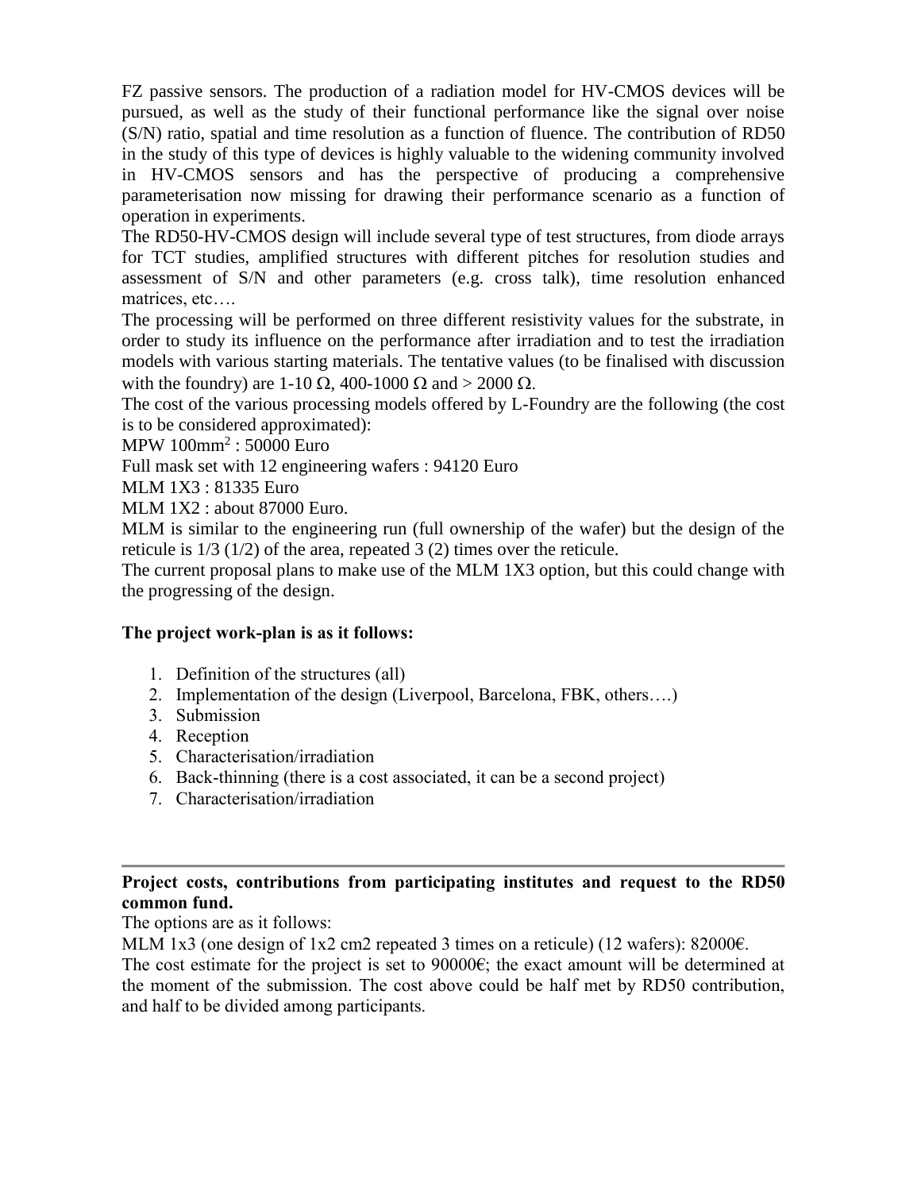FZ passive sensors. The production of a radiation model for HV-CMOS devices will be pursued, as well as the study of their functional performance like the signal over noise (S/N) ratio, spatial and time resolution as a function of fluence. The contribution of RD50 in the study of this type of devices is highly valuable to the widening community involved in HV-CMOS sensors and has the perspective of producing a comprehensive parameterisation now missing for drawing their performance scenario as a function of operation in experiments.

The RD50-HV-CMOS design will include several type of test structures, from diode arrays for TCT studies, amplified structures with different pitches for resolution studies and assessment of S/N and other parameters (e.g. cross talk), time resolution enhanced matrices, etc….

The processing will be performed on three different resistivity values for the substrate, in order to study its influence on the performance after irradiation and to test the irradiation models with various starting materials. The tentative values (to be finalised with discussion with the foundry) are 1-10 Ω, 400-1000 Ω and > 2000 Ω.

The cost of the various processing models offered by L-Foundry are the following (the cost is to be considered approximated):

MPW 100mm$^2$ : 50000 Euro

Full mask set with 12 engineering wafers : 94120 Euro

MLM 1X3 : 81335 Euro

MLM 1X2 : about 87000 Euro.

MLM is similar to the engineering run (full ownership of the wafer) but the design of the reticule is 1/3 (1/2) of the area, repeated 3 (2) times over the reticule.

The current proposal plans to make use of the MLM 1X3 option, but this could change with the progressing of the design.

**The project work-plan is as it follows:**

1. Definition of the structures (all)
2. Implementation of the design (Liverpool, Barcelona, FBK, others….)
3. Submission
4. Reception
5. Characterisation/irradiation
6. Back-thinning (there is a cost associated, it can be a second project)
7. Characterisation/irradiation

---

**Project costs, contributions from participating institutes and request to the RD50 common fund.**

The options are as it follows:

MLM 1x3 (one design of 1x2 cm2 repeated 3 times on a reticule) (12 wafers): 82000€.

The cost estimate for the project is set to 90000€; the exact amount will be determined at the moment of the submission. The cost above could be half met by RD50 contribution, and half to be divided among participants.